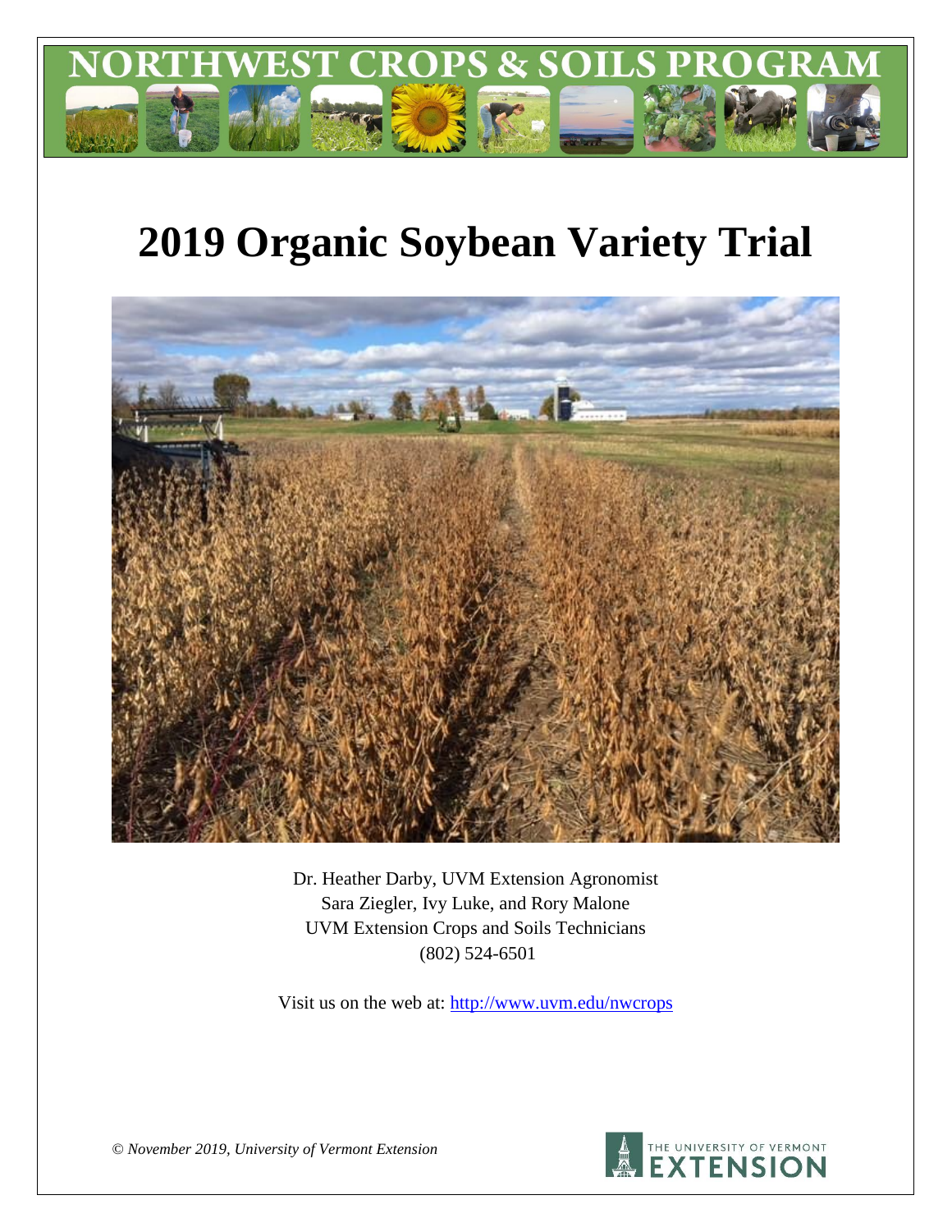# NORTHWEST CROPS & SOILS PROGRAM

# 2019 Organic Soybean Variety Trial

Dr. Heather Darby, UVM Extension Agronomist
Sara Ziegler, Ivy Luke, and Rory Malone
UVM Extension Crops and Soils Technicians
(802) 524-6501

Visit us on the web at: http://www.uvm.edu/nwcrops

*© November 2019, University of Vermont Extension*

THE UNIVERSITY OF VERMONT EXTENSION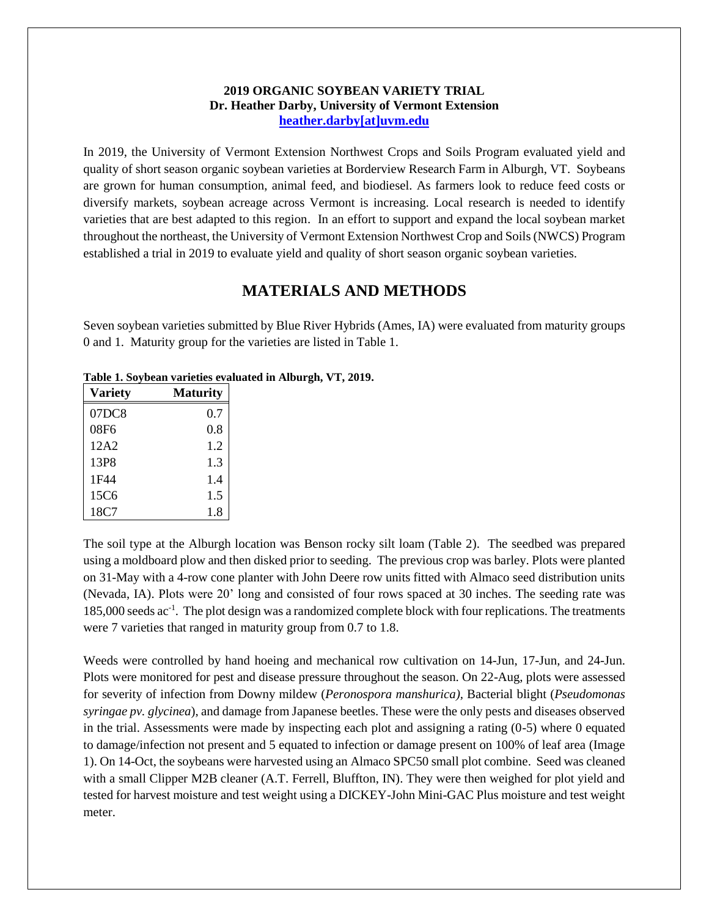**2019 ORGANIC SOYBEAN VARIETY TRIAL**
**Dr. Heather Darby, University of Vermont Extension**
**heather.darby[at]uvm.edu**

In 2019, the University of Vermont Extension Northwest Crops and Soils Program evaluated yield and quality of short season organic soybean varieties at Borderview Research Farm in Alburgh, VT. Soybeans are grown for human consumption, animal feed, and biodiesel. As farmers look to reduce feed costs or diversify markets, soybean acreage across Vermont is increasing. Local research is needed to identify varieties that are best adapted to this region. In an effort to support and expand the local soybean market throughout the northeast, the University of Vermont Extension Northwest Crop and Soils (NWCS) Program established a trial in 2019 to evaluate yield and quality of short season organic soybean varieties.

## MATERIALS AND METHODS

Seven soybean varieties submitted by Blue River Hybrids (Ames, IA) were evaluated from maturity groups 0 and 1. Maturity group for the varieties are listed in Table 1.

**Table 1. Soybean varieties evaluated in Alburgh, VT, 2019.**

| Variety | Maturity |
|---|---|
| 07DC8 | 0.7 |
| 08F6 | 0.8 |
| 12A2 | 1.2 |
| 13P8 | 1.3 |
| 1F44 | 1.4 |
| 15C6 | 1.5 |
| 18C7 | 1.8 |

The soil type at the Alburgh location was Benson rocky silt loam (Table 2). The seedbed was prepared using a moldboard plow and then disked prior to seeding. The previous crop was barley. Plots were planted on 31-May with a 4-row cone planter with John Deere row units fitted with Almaco seed distribution units (Nevada, IA). Plots were 20' long and consisted of four rows spaced at 30 inches. The seeding rate was 185,000 seeds ac$^{-1}$. The plot design was a randomized complete block with four replications. The treatments were 7 varieties that ranged in maturity group from 0.7 to 1.8.

Weeds were controlled by hand hoeing and mechanical row cultivation on 14-Jun, 17-Jun, and 24-Jun. Plots were monitored for pest and disease pressure throughout the season. On 22-Aug, plots were assessed for severity of infection from Downy mildew (*Peronospora manshurica),* Bacterial blight (*Pseudomonas syringae pv. glycinea*), and damage from Japanese beetles. These were the only pests and diseases observed in the trial. Assessments were made by inspecting each plot and assigning a rating (0-5) where 0 equated to damage/infection not present and 5 equated to infection or damage present on 100% of leaf area (Image 1). On 14-Oct, the soybeans were harvested using an Almaco SPC50 small plot combine. Seed was cleaned with a small Clipper M2B cleaner (A.T. Ferrell, Bluffton, IN). They were then weighed for plot yield and tested for harvest moisture and test weight using a DICKEY-John Mini-GAC Plus moisture and test weight meter.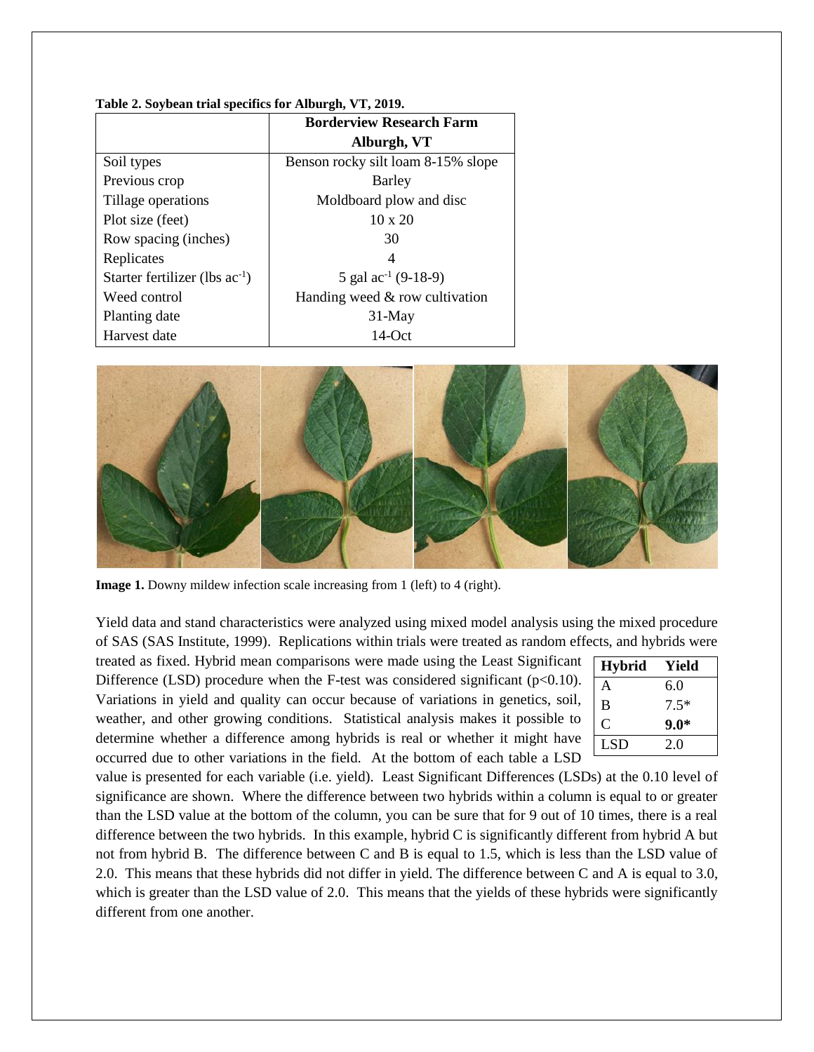**Table 2. Soybean trial specifics for Alburgh, VT, 2019.**

| | Borderview Research Farm Alburgh, VT |
|---|---|
| Soil types | Benson rocky silt loam 8-15% slope |
| Previous crop | Barley |
| Tillage operations | Moldboard plow and disc |
| Plot size (feet) | 10 x 20 |
| Row spacing (inches) | 30 |
| Replicates | 4 |
| Starter fertilizer (lbs $ac^{-1}$) | 5 gal $ac^{-1}$ (9-18-9) |
| Weed control | Handing weed & row cultivation |
| Planting date | 31-May |
| Harvest date | 14-Oct |

**Image 1.** Downy mildew infection scale increasing from 1 (left) to 4 (right).

Yield data and stand characteristics were analyzed using mixed model analysis using the mixed procedure of SAS (SAS Institute, 1999). Replications within trials were treated as random effects, and hybrids were treated as fixed. Hybrid mean comparisons were made using the Least Significant Difference (LSD) procedure when the F-test was considered significant ($p<0.10$). Variations in yield and quality can occur because of variations in genetics, soil, weather, and other growing conditions. Statistical analysis makes it possible to determine whether a difference among hybrids is real or whether it might have occurred due to other variations in the field. At the bottom of each table a LSD value is presented for each variable (i.e. yield). Least Significant Differences (LSDs) at the 0.10 level of significance are shown. Where the difference between two hybrids within a column is equal to or greater than the LSD value at the bottom of the column, you can be sure that for 9 out of 10 times, there is a real difference between the two hybrids. In this example, hybrid C is significantly different from hybrid A but not from hybrid B. The difference between C and B is equal to 1.5, which is less than the LSD value of 2.0. This means that these hybrids did not differ in yield. The difference between C and A is equal to 3.0, which is greater than the LSD value of 2.0. This means that the yields of these hybrids were significantly different from one another.

| Hybrid | Yield |
|---|---|
| A | 6.0 |
| B | 7.5* |
| C | **9.0*** |
| LSD | 2.0 |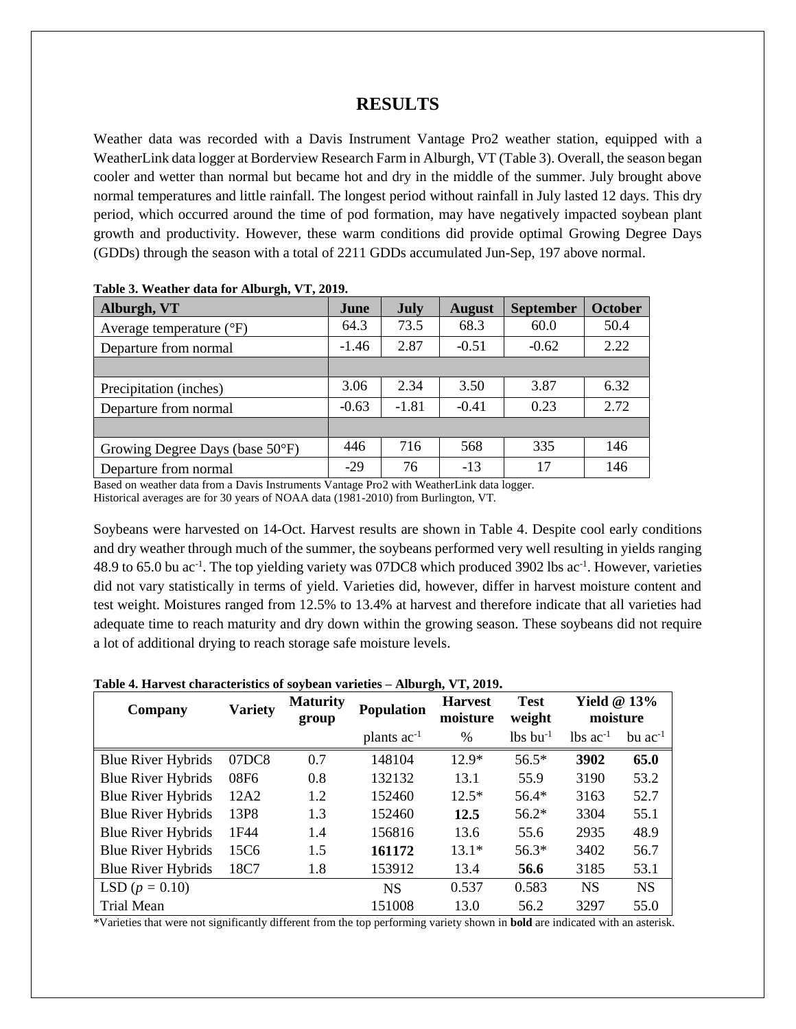# RESULTS

Weather data was recorded with a Davis Instrument Vantage Pro2 weather station, equipped with a WeatherLink data logger at Borderview Research Farm in Alburgh, VT (Table 3). Overall, the season began cooler and wetter than normal but became hot and dry in the middle of the summer. July brought above normal temperatures and little rainfall. The longest period without rainfall in July lasted 12 days. This dry period, which occurred around the time of pod formation, may have negatively impacted soybean plant growth and productivity. However, these warm conditions did provide optimal Growing Degree Days (GDDs) through the season with a total of 2211 GDDs accumulated Jun-Sep, 197 above normal.

**Table 3. Weather data for Alburgh, VT, 2019.**

| Alburgh, VT | June | July | August | September | October |
|---|---|---|---|---|---|
| Average temperature (°F) | 64.3 | 73.5 | 68.3 | 60.0 | 50.4 |
| Departure from normal | -1.46 | 2.87 | -0.51 | -0.62 | 2.22 |
| | | | | | |
| Precipitation (inches) | 3.06 | 2.34 | 3.50 | 3.87 | 6.32 |
| Departure from normal | -0.63 | -1.81 | -0.41 | 0.23 | 2.72 |
| | | | | | |
| Growing Degree Days (base 50°F) | 446 | 716 | 568 | 335 | 146 |
| Departure from normal | -29 | 76 | -13 | 17 | 146 |

Based on weather data from a Davis Instruments Vantage Pro2 with WeatherLink data logger.
Historical averages are for 30 years of NOAA data (1981-2010) from Burlington, VT.

Soybeans were harvested on 14-Oct. Harvest results are shown in Table 4. Despite cool early conditions and dry weather through much of the summer, the soybeans performed very well resulting in yields ranging 48.9 to 65.0 bu ac$^{-1}$. The top yielding variety was 07DC8 which produced 3902 lbs ac$^{-1}$. However, varieties did not vary statistically in terms of yield. Varieties did, however, differ in harvest moisture content and test weight. Moistures ranged from 12.5% to 13.4% at harvest and therefore indicate that all varieties had adequate time to reach maturity and dry down within the growing season. These soybeans did not require a lot of additional drying to reach storage safe moisture levels.

**Table 4. Harvest characteristics of soybean varieties – Alburgh, VT, 2019.**

| Company | Variety | Maturity group | Population | Harvest moisture | Test weight | Yield @ 13% moisture | |
|---|---|---|---|---|---|---|---|
| | | | plants ac$^{-1}$ | % | lbs bu$^{-1}$ | lbs ac$^{-1}$ | bu ac$^{-1}$ |
| Blue River Hybrids | 07DC8 | 0.7 | 148104 | 12.9* | 56.5* | **3902** | **65.0** |
| Blue River Hybrids | 08F6 | 0.8 | 132132 | 13.1 | 55.9 | 3190 | 53.2 |
| Blue River Hybrids | 12A2 | 1.2 | 152460 | 12.5* | 56.4* | 3163 | 52.7 |
| Blue River Hybrids | 13P8 | 1.3 | 152460 | **12.5** | 56.2* | 3304 | 55.1 |
| Blue River Hybrids | 1F44 | 1.4 | 156816 | 13.6 | 55.6 | 2935 | 48.9 |
| Blue River Hybrids | 15C6 | 1.5 | **161172** | 13.1* | 56.3* | 3402 | 56.7 |
| Blue River Hybrids | 18C7 | 1.8 | 153912 | 13.4 | **56.6** | 3185 | 53.1 |
| LSD ($p$ = 0.10) | | | NS | 0.537 | 0.583 | NS | NS |
| Trial Mean | | | 151008 | 13.0 | 56.2 | 3297 | 55.0 |

*Varieties that were not significantly different from the top performing variety shown in **bold** are indicated with an asterisk.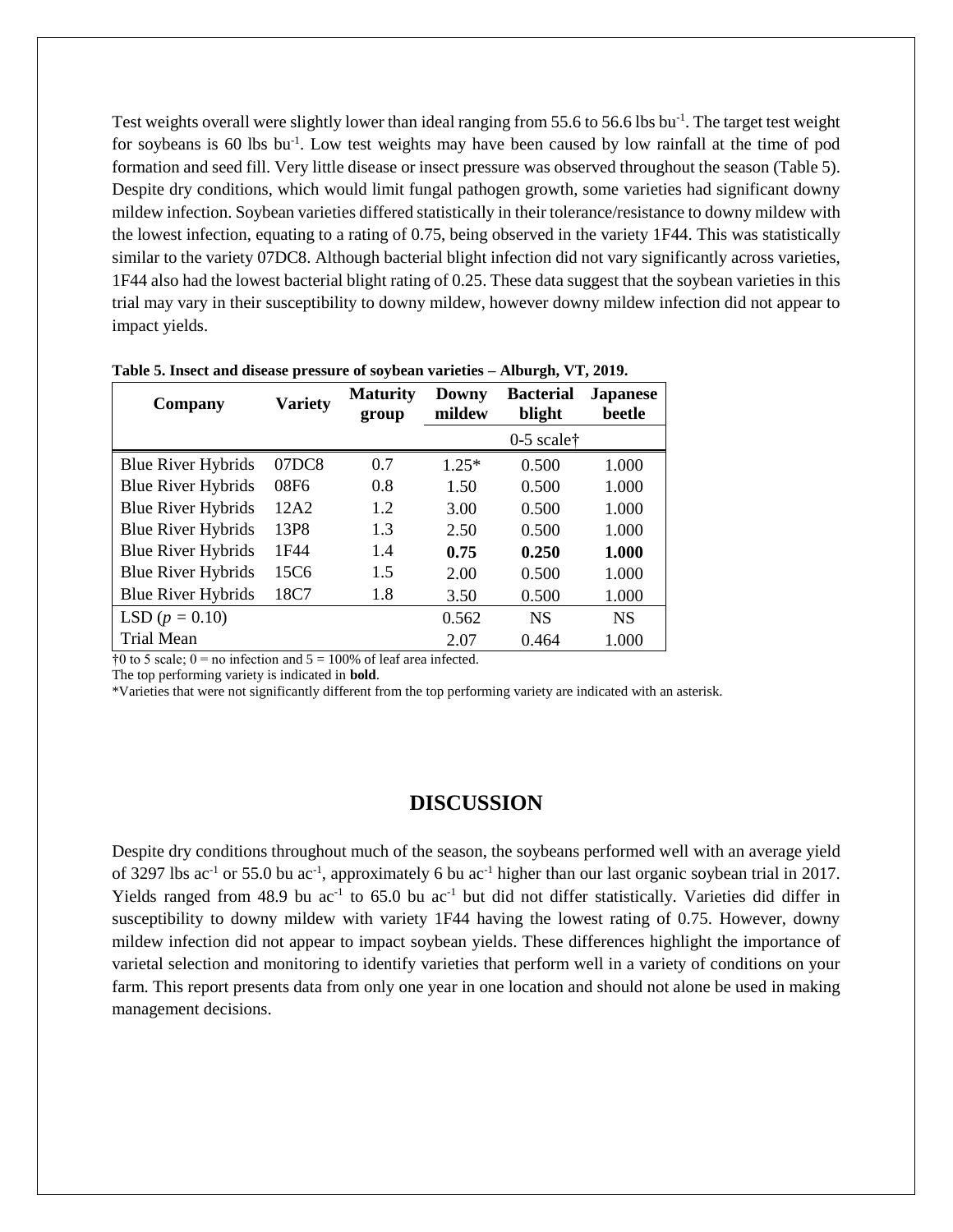Test weights overall were slightly lower than ideal ranging from 55.6 to 56.6 lbs bu$^{-1}$. The target test weight for soybeans is 60 lbs bu$^{-1}$. Low test weights may have been caused by low rainfall at the time of pod formation and seed fill. Very little disease or insect pressure was observed throughout the season (Table 5). Despite dry conditions, which would limit fungal pathogen growth, some varieties had significant downy mildew infection. Soybean varieties differed statistically in their tolerance/resistance to downy mildew with the lowest infection, equating to a rating of 0.75, being observed in the variety 1F44. This was statistically similar to the variety 07DC8. Although bacterial blight infection did not vary significantly across varieties, 1F44 also had the lowest bacterial blight rating of 0.25. These data suggest that the soybean varieties in this trial may vary in their susceptibility to downy mildew, however downy mildew infection did not appear to impact yields.

**Table 5. Insect and disease pressure of soybean varieties – Alburgh, VT, 2019.**

| Company | Variety | Maturity group | Downy mildew | Bacterial blight | Japanese beetle |
|---|---|---|---|---|---|
| | | | 0-5 scale† | | |
| Blue River Hybrids | 07DC8 | 0.7 | 1.25* | 0.500 | 1.000 |
| Blue River Hybrids | 08F6 | 0.8 | 1.50 | 0.500 | 1.000 |
| Blue River Hybrids | 12A2 | 1.2 | 3.00 | 0.500 | 1.000 |
| Blue River Hybrids | 13P8 | 1.3 | 2.50 | 0.500 | 1.000 |
| Blue River Hybrids | 1F44 | 1.4 | **0.75** | **0.250** | **1.000** |
| Blue River Hybrids | 15C6 | 1.5 | 2.00 | 0.500 | 1.000 |
| Blue River Hybrids | 18C7 | 1.8 | 3.50 | 0.500 | 1.000 |
| LSD ($p$ = 0.10) | | | 0.562 | NS | NS |
| Trial Mean | | | 2.07 | 0.464 | 1.000 |

†0 to 5 scale; 0 = no infection and 5 = 100% of leaf area infected.
The top performing variety is indicated in **bold**.
*Varieties that were not significantly different from the top performing variety are indicated with an asterisk.

## DISCUSSION

Despite dry conditions throughout much of the season, the soybeans performed well with an average yield of 3297 lbs ac$^{-1}$ or 55.0 bu ac$^{-1}$, approximately 6 bu ac$^{-1}$ higher than our last organic soybean trial in 2017. Yields ranged from 48.9 bu ac$^{-1}$ to 65.0 bu ac$^{-1}$ but did not differ statistically. Varieties did differ in susceptibility to downy mildew with variety 1F44 having the lowest rating of 0.75. However, downy mildew infection did not appear to impact soybean yields. These differences highlight the importance of varietal selection and monitoring to identify varieties that perform well in a variety of conditions on your farm. This report presents data from only one year in one location and should not alone be used in making management decisions.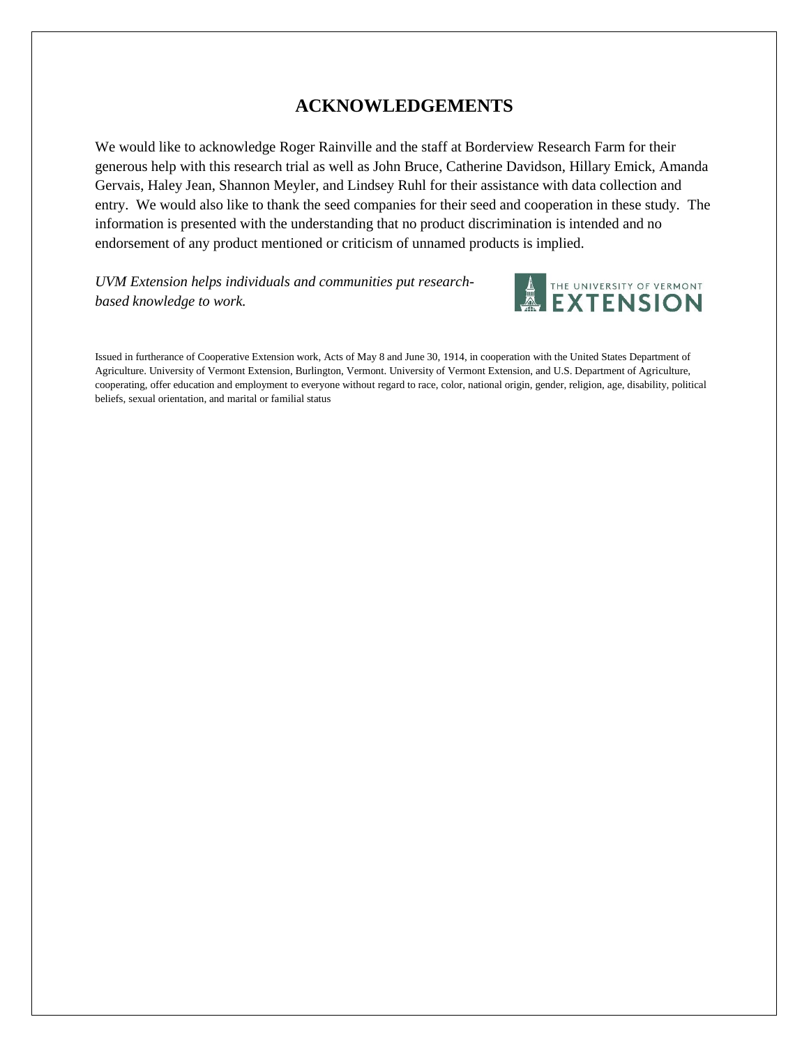## ACKNOWLEDGEMENTS

We would like to acknowledge Roger Rainville and the staff at Borderview Research Farm for their generous help with this research trial as well as John Bruce, Catherine Davidson, Hillary Emick, Amanda Gervais, Haley Jean, Shannon Meyler, and Lindsey Ruhl for their assistance with data collection and entry. We would also like to thank the seed companies for their seed and cooperation in these study. The information is presented with the understanding that no product discrimination is intended and no endorsement of any product mentioned or criticism of unnamed products is implied.

*UVM Extension helps individuals and communities put research-based knowledge to work.*

THE UNIVERSITY OF VERMONT
EXTENSION

Issued in furtherance of Cooperative Extension work, Acts of May 8 and June 30, 1914, in cooperation with the United States Department of Agriculture. University of Vermont Extension, Burlington, Vermont. University of Vermont Extension, and U.S. Department of Agriculture, cooperating, offer education and employment to everyone without regard to race, color, national origin, gender, religion, age, disability, political beliefs, sexual orientation, and marital or familial status